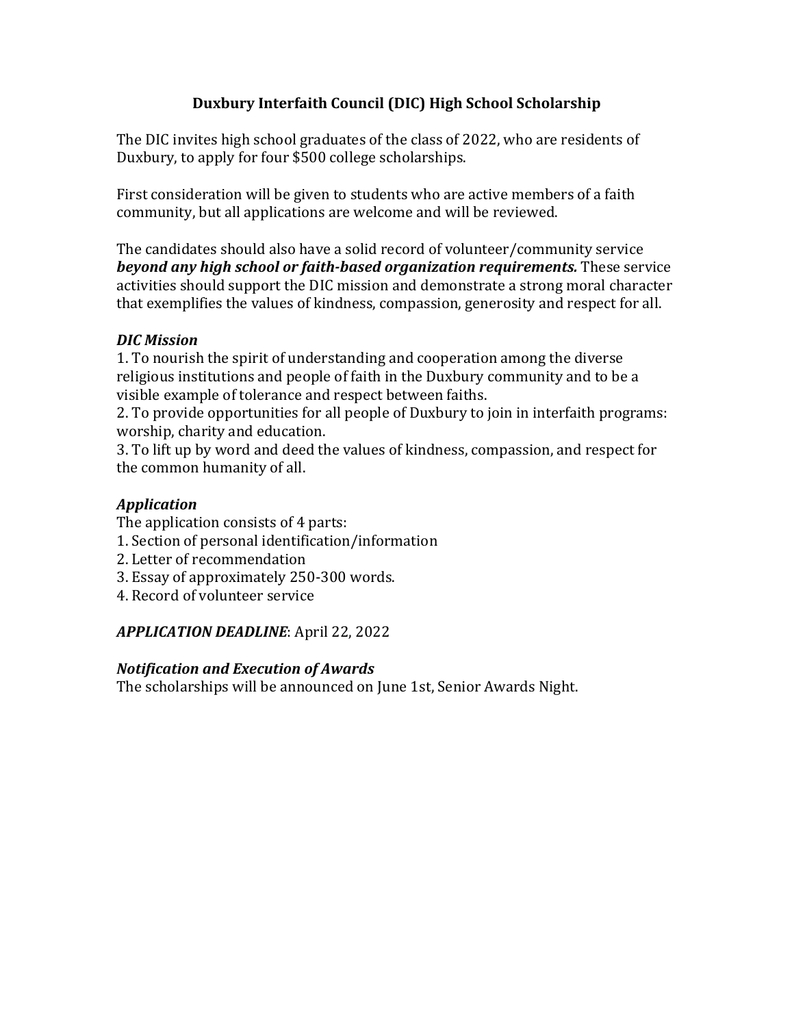# Duxbury Interfaith Council (DIC) High School Scholarship

The DIC invites high school graduates of the class of 2022, who are residents of Duxbury, to apply for four $500 college scholarships.

First consideration will be given to students who are active members of a faith community, but all applications are welcome and will be reviewed.

The candidates should also have a solid record of volunteer/community service ***beyond any high school or faith-based organization requirements.*** These service activities should support the DIC mission and demonstrate a strong moral character that exemplifies the values of kindness, compassion, generosity and respect for all.

### *DIC Mission*

1. To nourish the spirit of understanding and cooperation among the diverse religious institutions and people of faith in the Duxbury community and to be a visible example of tolerance and respect between faiths.
2. To provide opportunities for all people of Duxbury to join in interfaith programs: worship, charity and education.
3. To lift up by word and deed the values of kindness, compassion, and respect for the common humanity of all.

### *Application*

The application consists of 4 parts:

1. Section of personal identification/information
2. Letter of recommendation
3. Essay of approximately 250-300 words.
4. Record of volunteer service

***APPLICATION DEADLINE***: April 22, 2022

### *Notification and Execution of Awards*

The scholarships will be announced on June 1st, Senior Awards Night.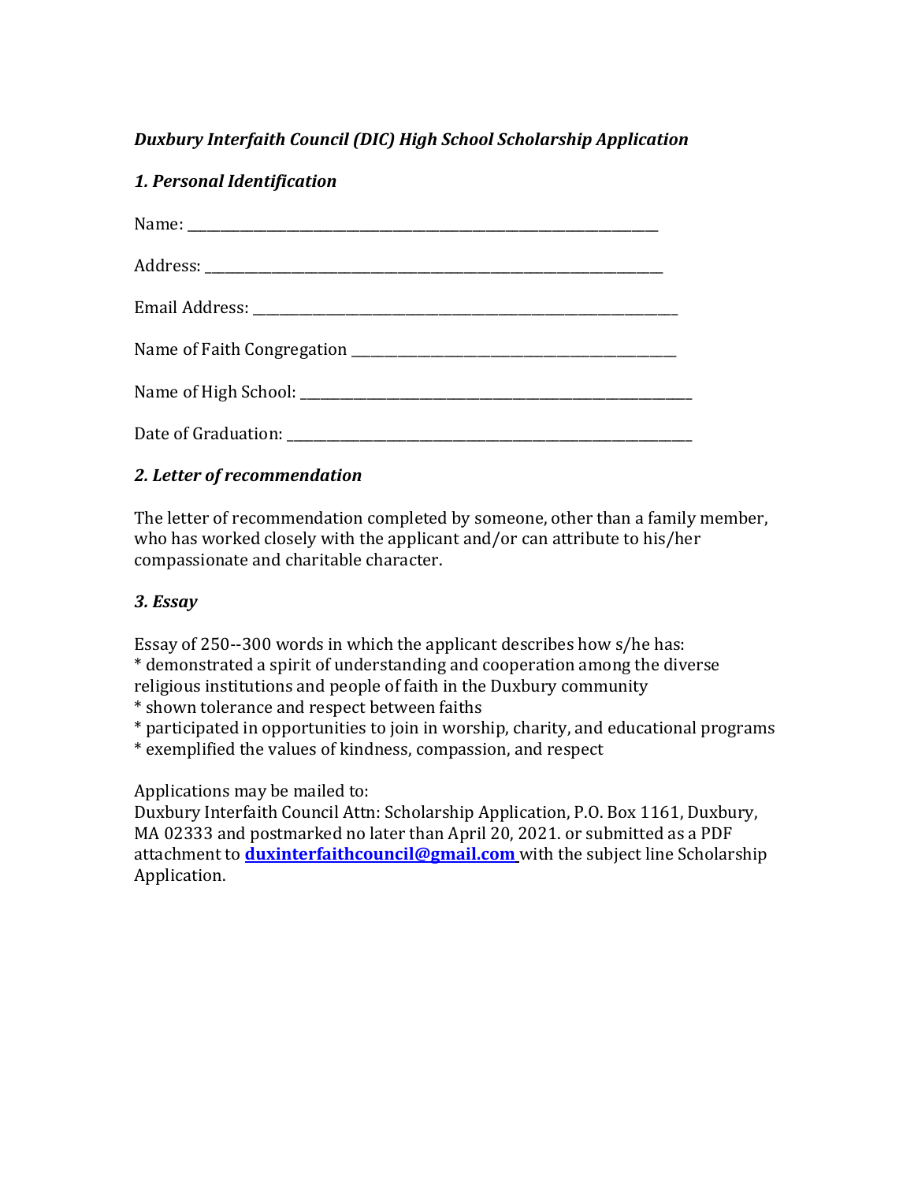***Duxbury Interfaith Council (DIC) High School Scholarship Application***

***1. Personal Identification***

Name: ___________________________________________________________________

Address: _________________________________________________________________

Email Address: _____________________________________________________________

Name of Faith Congregation ___________________________________________

Name of High School: ________________________________________________________

Date of Graduation: __________________________________________________________

***2. Letter of recommendation***

The letter of recommendation completed by someone, other than a family member, who has worked closely with the applicant and/or can attribute to his/her compassionate and charitable character.

***3. Essay***

Essay of 250--300 words in which the applicant describes how s/he has:
* demonstrated a spirit of understanding and cooperation among the diverse religious institutions and people of faith in the Duxbury community
* shown tolerance and respect between faiths
* participated in opportunities to join in worship, charity, and educational programs
* exemplified the values of kindness, compassion, and respect

Applications may be mailed to:
Duxbury Interfaith Council Attn: Scholarship Application, P.O. Box 1161, Duxbury, MA 02333 and postmarked no later than April 20, 2021. or submitted as a PDF attachment to **duxinterfaithcouncil@gmail.com** with the subject line Scholarship Application.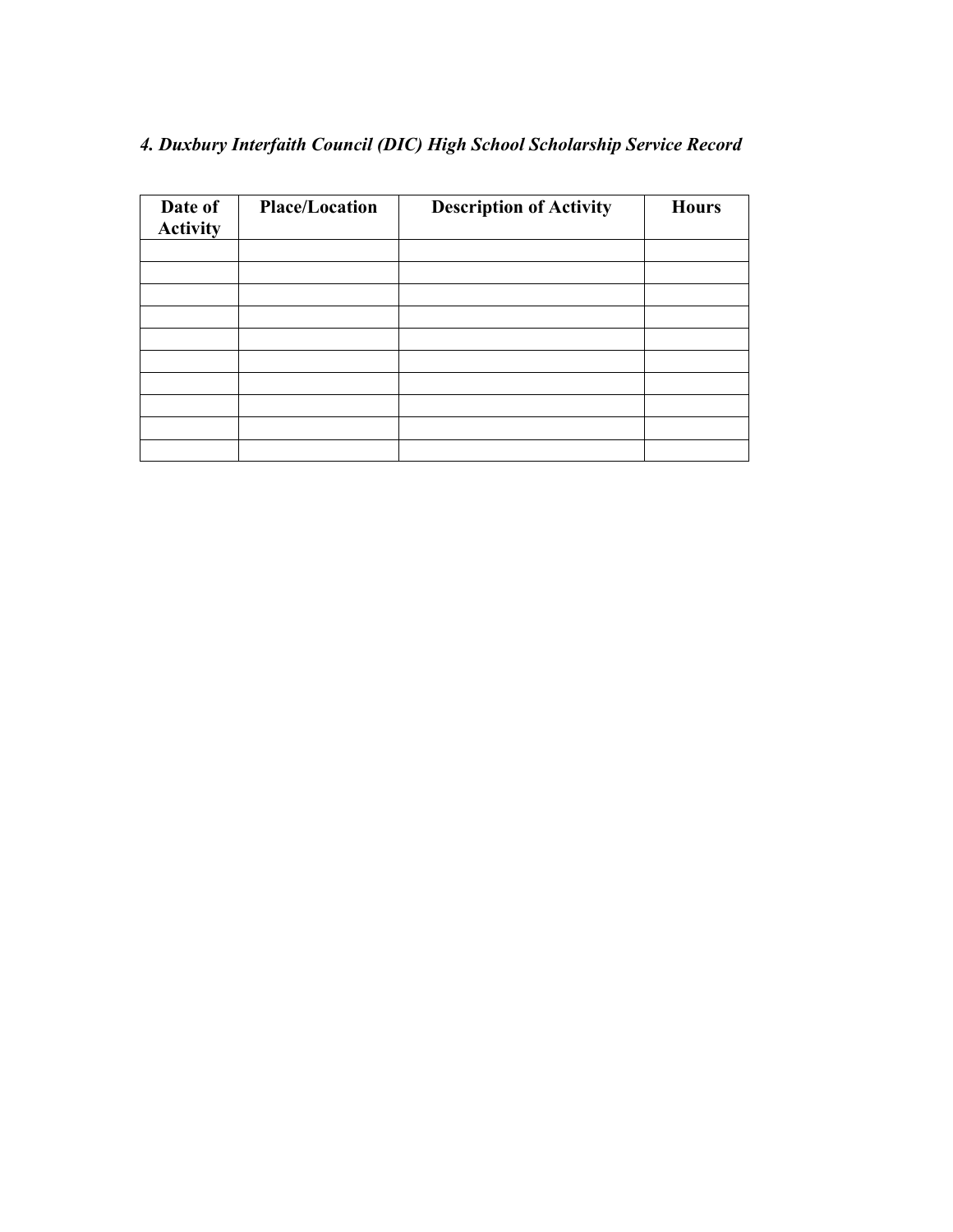***4. Duxbury Interfaith Council (DIC) High School Scholarship Service Record***

| Date of Activity | Place/Location | Description of Activity | Hours |
|---|---|---|---|
| | | | |
| | | | |
| | | | |
| | | | |
| | | | |
| | | | |
| | | | |
| | | | |
| | | | |
| | | | |